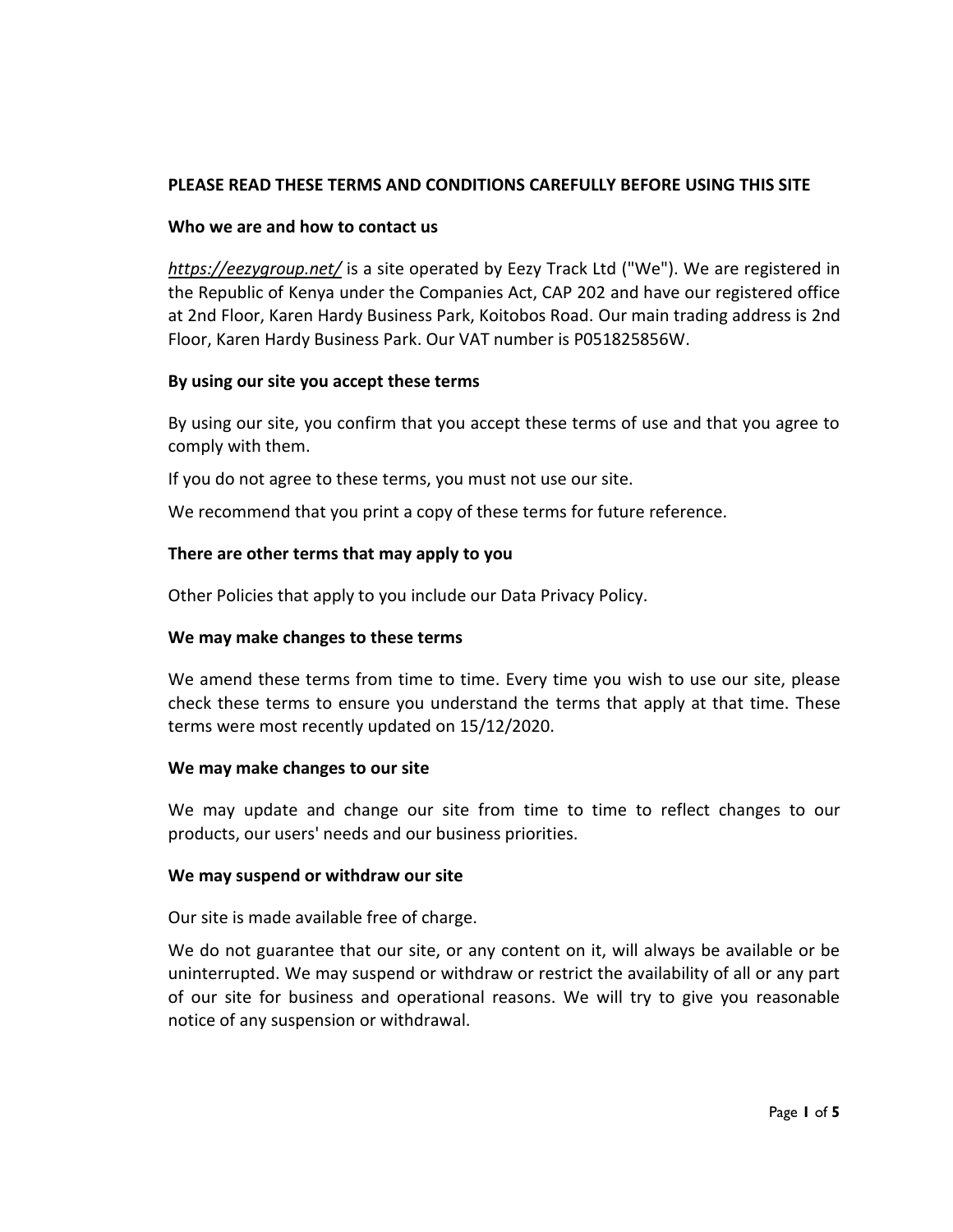**PLEASE READ THESE TERMS AND CONDITIONS CAREFULLY BEFORE USING THIS SITE**

**Who we are and how to contact us**

*https://eezygroup.net/* is a site operated by Eezy Track Ltd ("We"). We are registered in the Republic of Kenya under the Companies Act, CAP 202 and have our registered office at 2nd Floor, Karen Hardy Business Park, Koitobos Road. Our main trading address is 2nd Floor, Karen Hardy Business Park. Our VAT number is P051825856W.

**By using our site you accept these terms**

By using our site, you confirm that you accept these terms of use and that you agree to comply with them.

If you do not agree to these terms, you must not use our site.

We recommend that you print a copy of these terms for future reference.

**There are other terms that may apply to you**

Other Policies that apply to you include our Data Privacy Policy.

**We may make changes to these terms**

We amend these terms from time to time. Every time you wish to use our site, please check these terms to ensure you understand the terms that apply at that time. These terms were most recently updated on 15/12/2020.

**We may make changes to our site**

We may update and change our site from time to time to reflect changes to our products, our users' needs and our business priorities.

**We may suspend or withdraw our site**

Our site is made available free of charge.

We do not guarantee that our site, or any content on it, will always be available or be uninterrupted. We may suspend or withdraw or restrict the availability of all or any part of our site for business and operational reasons. We will try to give you reasonable notice of any suspension or withdrawal.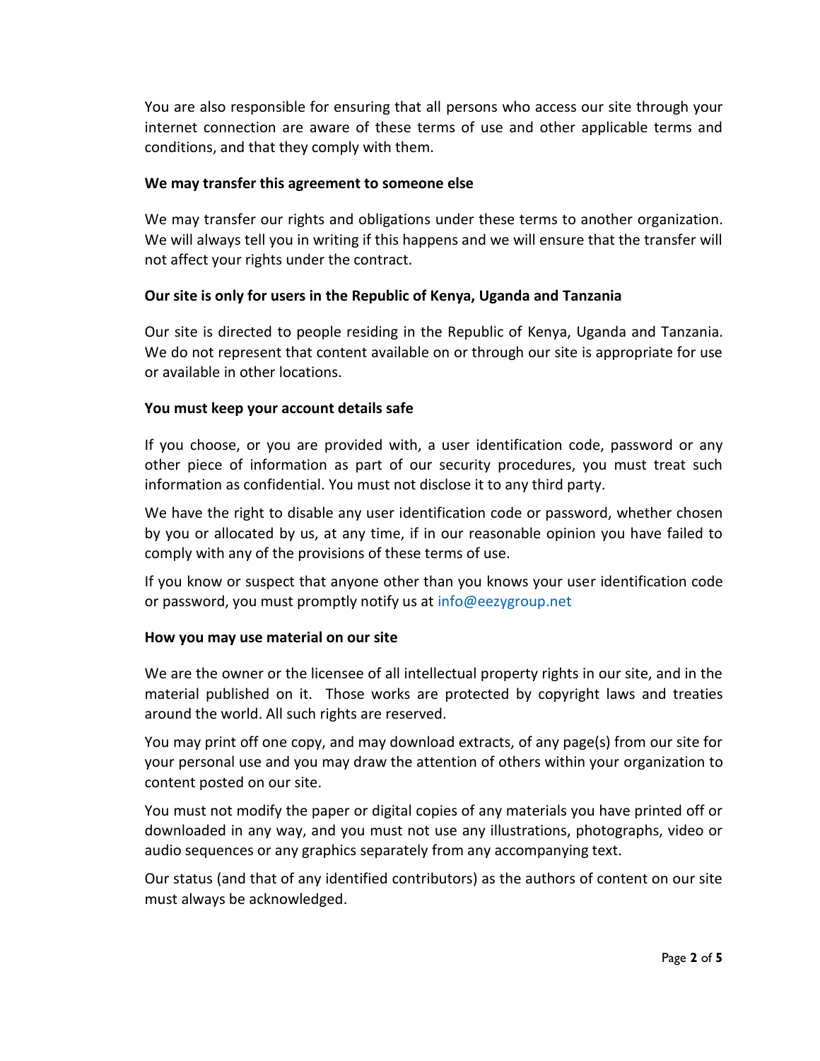You are also responsible for ensuring that all persons who access our site through your internet connection are aware of these terms of use and other applicable terms and conditions, and that they comply with them.

**We may transfer this agreement to someone else**

We may transfer our rights and obligations under these terms to another organization. We will always tell you in writing if this happens and we will ensure that the transfer will not affect your rights under the contract.

**Our site is only for users in the Republic of Kenya, Uganda and Tanzania**

Our site is directed to people residing in the Republic of Kenya, Uganda and Tanzania. We do not represent that content available on or through our site is appropriate for use or available in other locations.

**You must keep your account details safe**

If you choose, or you are provided with, a user identification code, password or any other piece of information as part of our security procedures, you must treat such information as confidential. You must not disclose it to any third party.

We have the right to disable any user identification code or password, whether chosen by you or allocated by us, at any time, if in our reasonable opinion you have failed to comply with any of the provisions of these terms of use.

If you know or suspect that anyone other than you knows your user identification code or password, you must promptly notify us at info@eezygroup.net

**How you may use material on our site**

We are the owner or the licensee of all intellectual property rights in our site, and in the material published on it. Those works are protected by copyright laws and treaties around the world. All such rights are reserved.

You may print off one copy, and may download extracts, of any page(s) from our site for your personal use and you may draw the attention of others within your organization to content posted on our site.

You must not modify the paper or digital copies of any materials you have printed off or downloaded in any way, and you must not use any illustrations, photographs, video or audio sequences or any graphics separately from any accompanying text.

Our status (and that of any identified contributors) as the authors of content on our site must always be acknowledged.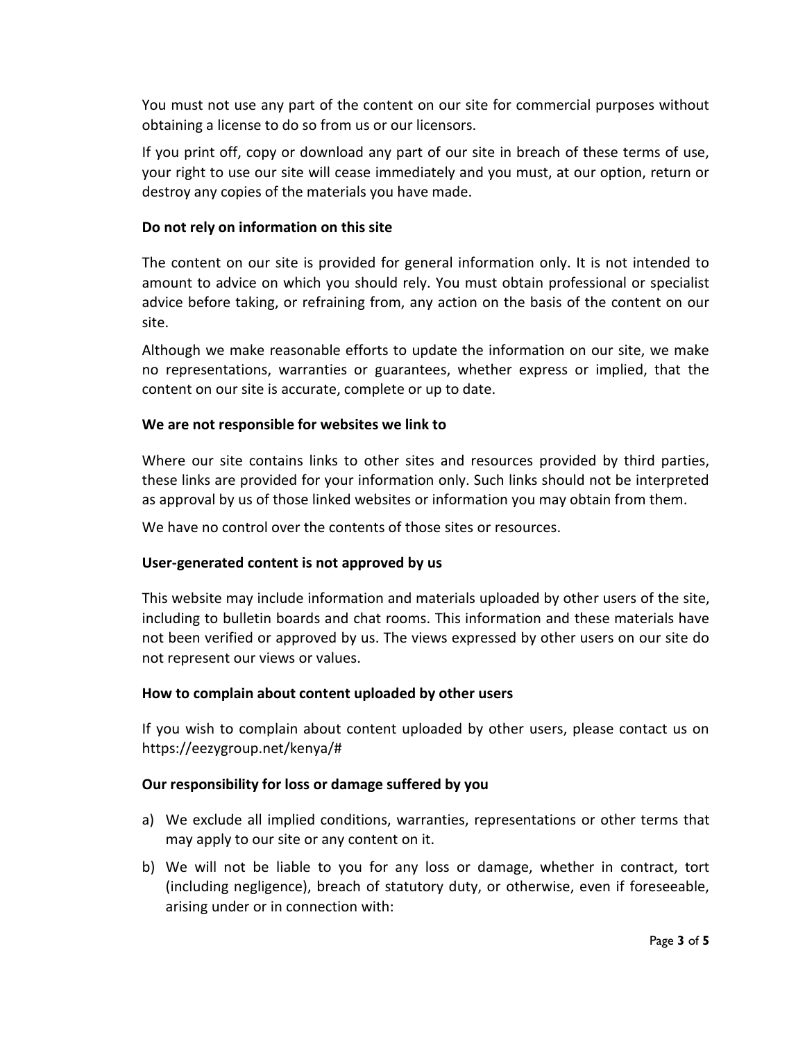You must not use any part of the content on our site for commercial purposes without obtaining a license to do so from us or our licensors.

If you print off, copy or download any part of our site in breach of these terms of use, your right to use our site will cease immediately and you must, at our option, return or destroy any copies of the materials you have made.

**Do not rely on information on this site**

The content on our site is provided for general information only. It is not intended to amount to advice on which you should rely. You must obtain professional or specialist advice before taking, or refraining from, any action on the basis of the content on our site.

Although we make reasonable efforts to update the information on our site, we make no representations, warranties or guarantees, whether express or implied, that the content on our site is accurate, complete or up to date.

**We are not responsible for websites we link to**

Where our site contains links to other sites and resources provided by third parties, these links are provided for your information only. Such links should not be interpreted as approval by us of those linked websites or information you may obtain from them.

We have no control over the contents of those sites or resources.

**User-generated content is not approved by us**

This website may include information and materials uploaded by other users of the site, including to bulletin boards and chat rooms. This information and these materials have not been verified or approved by us. The views expressed by other users on our site do not represent our views or values.

**How to complain about content uploaded by other users**

If you wish to complain about content uploaded by other users, please contact us on https://eezygroup.net/kenya/#

**Our responsibility for loss or damage suffered by you**

a) We exclude all implied conditions, warranties, representations or other terms that may apply to our site or any content on it.

b) We will not be liable to you for any loss or damage, whether in contract, tort (including negligence), breach of statutory duty, or otherwise, even if foreseeable, arising under or in connection with: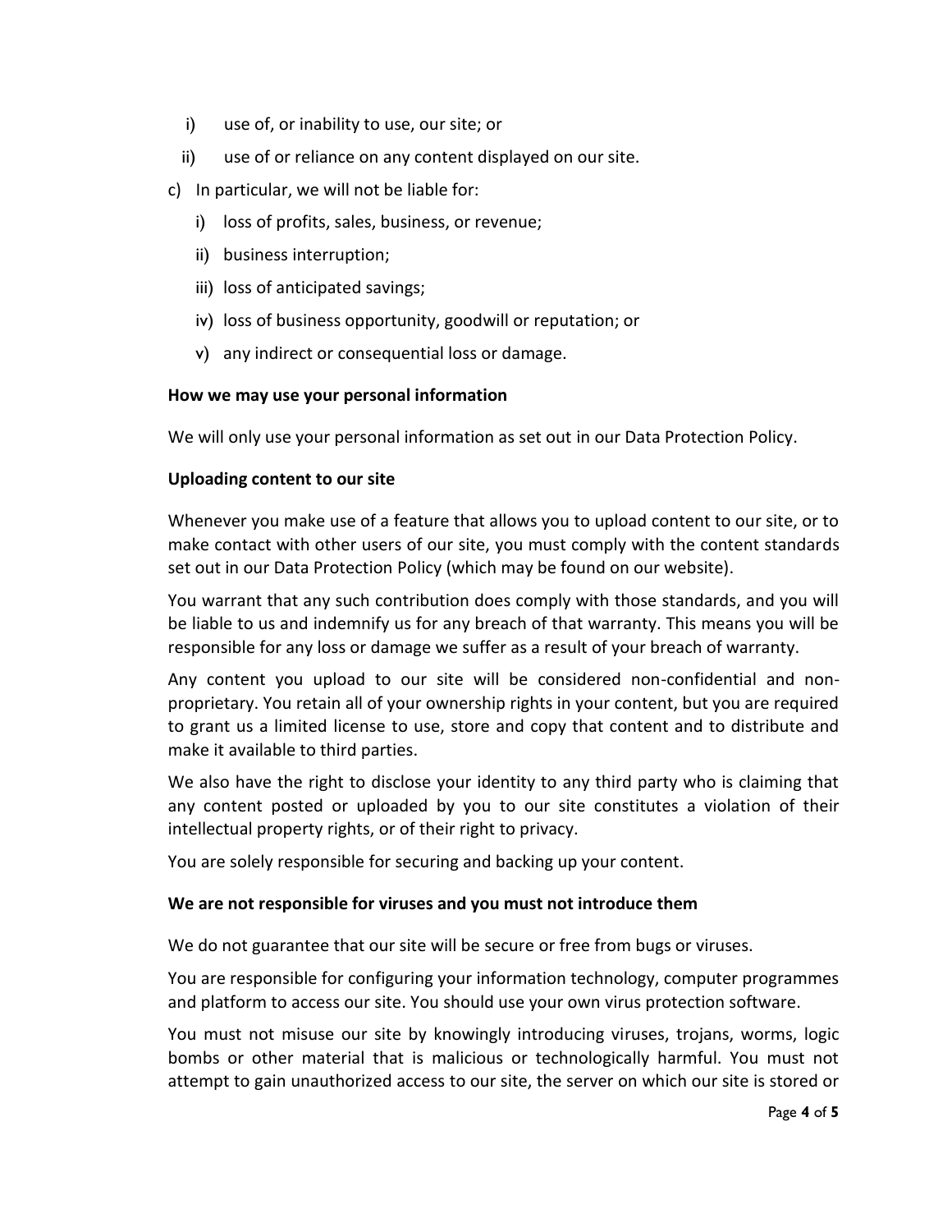i) use of, or inability to use, our site; or
ii) use of or reliance on any content displayed on our site.

c) In particular, we will not be liable for:
   i) loss of profits, sales, business, or revenue;
   ii) business interruption;
   iii) loss of anticipated savings;
   iv) loss of business opportunity, goodwill or reputation; or
   v) any indirect or consequential loss or damage.

**How we may use your personal information**

We will only use your personal information as set out in our Data Protection Policy.

**Uploading content to our site**

Whenever you make use of a feature that allows you to upload content to our site, or to make contact with other users of our site, you must comply with the content standards set out in our Data Protection Policy (which may be found on our website).

You warrant that any such contribution does comply with those standards, and you will be liable to us and indemnify us for any breach of that warranty. This means you will be responsible for any loss or damage we suffer as a result of your breach of warranty.

Any content you upload to our site will be considered non-confidential and non-proprietary. You retain all of your ownership rights in your content, but you are required to grant us a limited license to use, store and copy that content and to distribute and make it available to third parties.

We also have the right to disclose your identity to any third party who is claiming that any content posted or uploaded by you to our site constitutes a violation of their intellectual property rights, or of their right to privacy.

You are solely responsible for securing and backing up your content.

**We are not responsible for viruses and you must not introduce them**

We do not guarantee that our site will be secure or free from bugs or viruses.

You are responsible for configuring your information technology, computer programmes and platform to access our site. You should use your own virus protection software.

You must not misuse our site by knowingly introducing viruses, trojans, worms, logic bombs or other material that is malicious or technologically harmful. You must not attempt to gain unauthorized access to our site, the server on which our site is stored or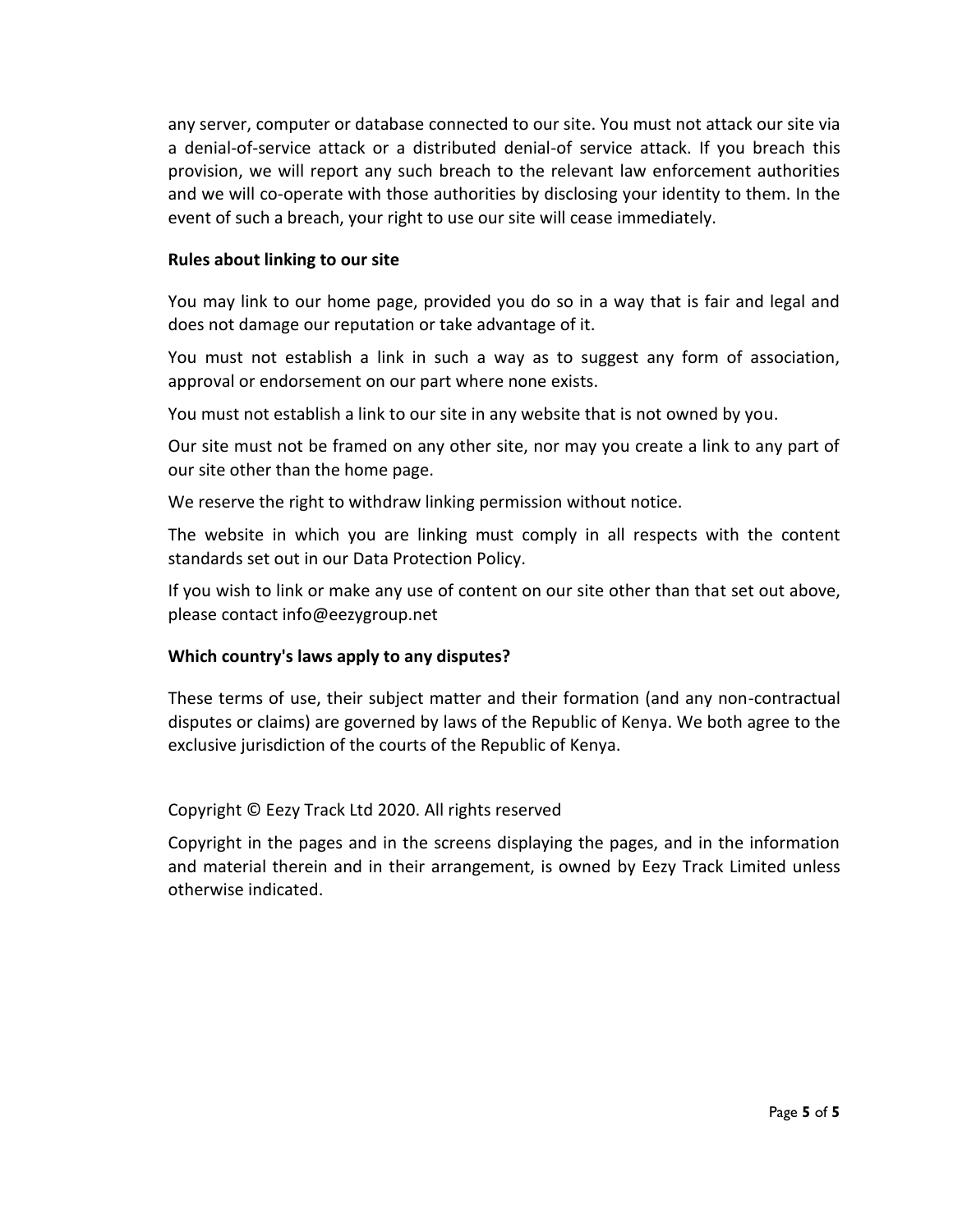any server, computer or database connected to our site. You must not attack our site via a denial-of-service attack or a distributed denial-of service attack. If you breach this provision, we will report any such breach to the relevant law enforcement authorities and we will co-operate with those authorities by disclosing your identity to them. In the event of such a breach, your right to use our site will cease immediately.

**Rules about linking to our site**

You may link to our home page, provided you do so in a way that is fair and legal and does not damage our reputation or take advantage of it.

You must not establish a link in such a way as to suggest any form of association, approval or endorsement on our part where none exists.

You must not establish a link to our site in any website that is not owned by you.

Our site must not be framed on any other site, nor may you create a link to any part of our site other than the home page.

We reserve the right to withdraw linking permission without notice.

The website in which you are linking must comply in all respects with the content standards set out in our Data Protection Policy.

If you wish to link or make any use of content on our site other than that set out above, please contact info@eezygroup.net

**Which country's laws apply to any disputes?**

These terms of use, their subject matter and their formation (and any non-contractual disputes or claims) are governed by laws of the Republic of Kenya. We both agree to the exclusive jurisdiction of the courts of the Republic of Kenya.

Copyright © Eezy Track Ltd 2020. All rights reserved

Copyright in the pages and in the screens displaying the pages, and in the information and material therein and in their arrangement, is owned by Eezy Track Limited unless otherwise indicated.